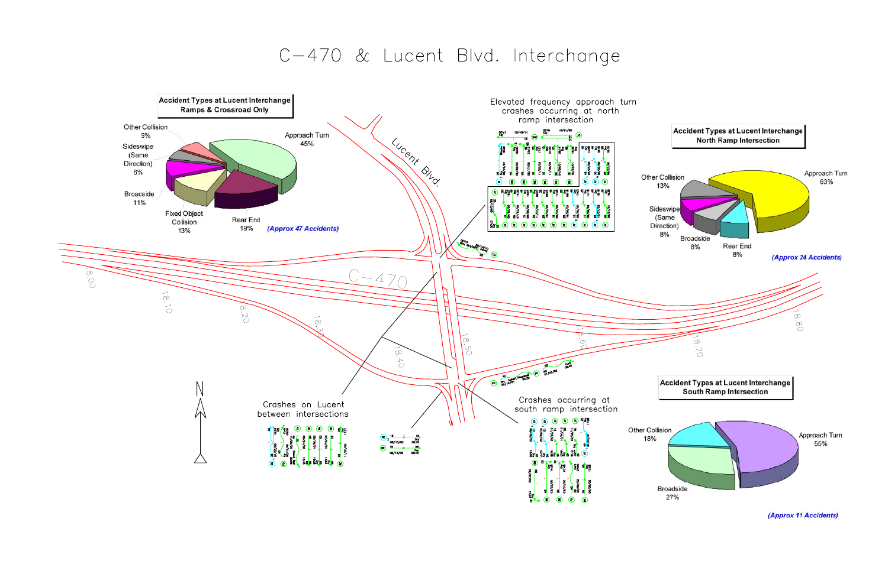# C–470 & Lucent Blvd. Interchange

**Accident Types at Lucent Interchange Ramps & Crossroad Only**

| Accident Type | Percentage |
|---|---|
| Approach Turn | 45% |
| Rear End | 19% |
| Fixed Object Collision | 13% |
| Broadside | 11% |
| Sideswipe (Same Direction) | 6% |
| Other Collision | 6% |

*(Approx 47 Accidents)*

Elevated frequency approach turn crashes occurring at north ramp intersection

**Accident Types at Lucent Interchange North Ramp Intersection**

| Accident Type | Percentage |
|---|---|
| Approach Turn | 63% |
| Other Collision | 13% |
| Sideswipe (Same Direction) | 8% |
| Broadside | 8% |
| Rear End | 8% |

*(Approx 24 Accidents)*

Lucent Blvd.

C–470

18.00, 18.10, 18.20, 18.30, 18.40, 18.50, 18.60, 18.70, 18.80

N

Crashes on Lucent between intersections

Crashes occurring at south ramp intersection

**Accident Types at Lucent Interchange South Ramp Intersection**

| Accident Type | Percentage |
|---|---|
| Approach Turn | 55% |
| Broadside | 27% |
| Other Collision | 18% |

*(Approx 11 Accidents)*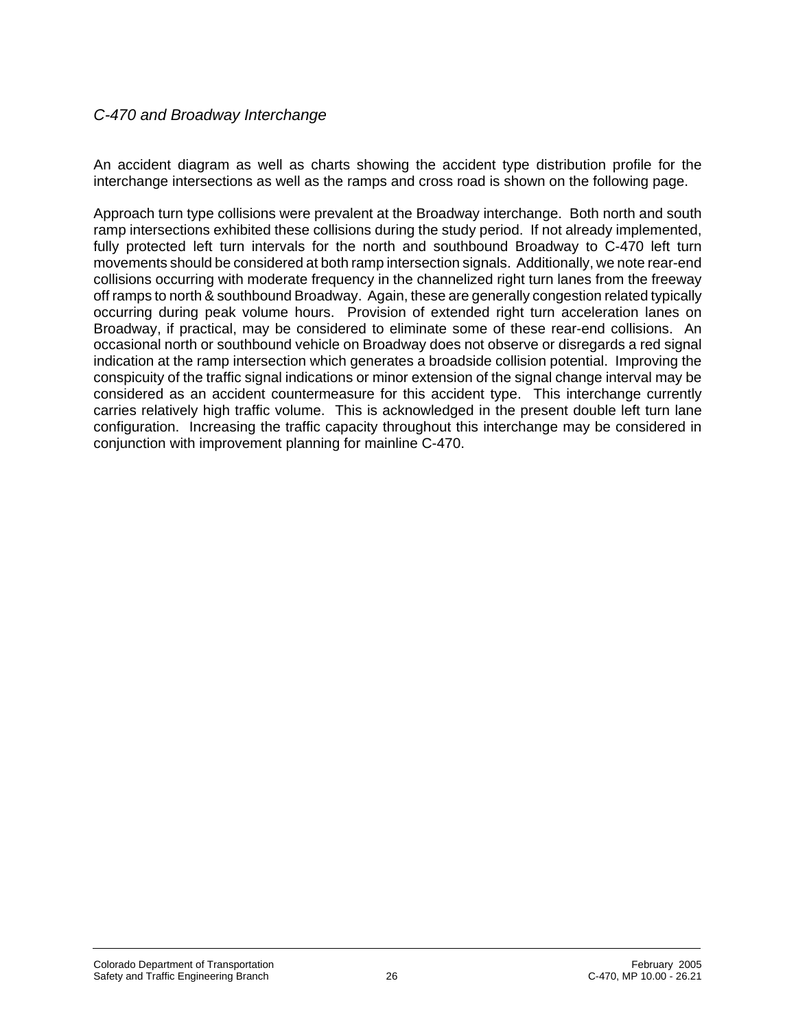*C-470 and Broadway Interchange*

An accident diagram as well as charts showing the accident type distribution profile for the interchange intersections as well as the ramps and cross road is shown on the following page.

Approach turn type collisions were prevalent at the Broadway interchange. Both north and south ramp intersections exhibited these collisions during the study period. If not already implemented, fully protected left turn intervals for the north and southbound Broadway to C-470 left turn movements should be considered at both ramp intersection signals. Additionally, we note rear-end collisions occurring with moderate frequency in the channelized right turn lanes from the freeway off ramps to north & southbound Broadway. Again, these are generally congestion related typically occurring during peak volume hours. Provision of extended right turn acceleration lanes on Broadway, if practical, may be considered to eliminate some of these rear-end collisions. An occasional north or southbound vehicle on Broadway does not observe or disregards a red signal indication at the ramp intersection which generates a broadside collision potential. Improving the conspicuity of the traffic signal indications or minor extension of the signal change interval may be considered as an accident countermeasure for this accident type. This interchange currently carries relatively high traffic volume. This is acknowledged in the present double left turn lane configuration. Increasing the traffic capacity throughout this interchange may be considered in conjunction with improvement planning for mainline C-470.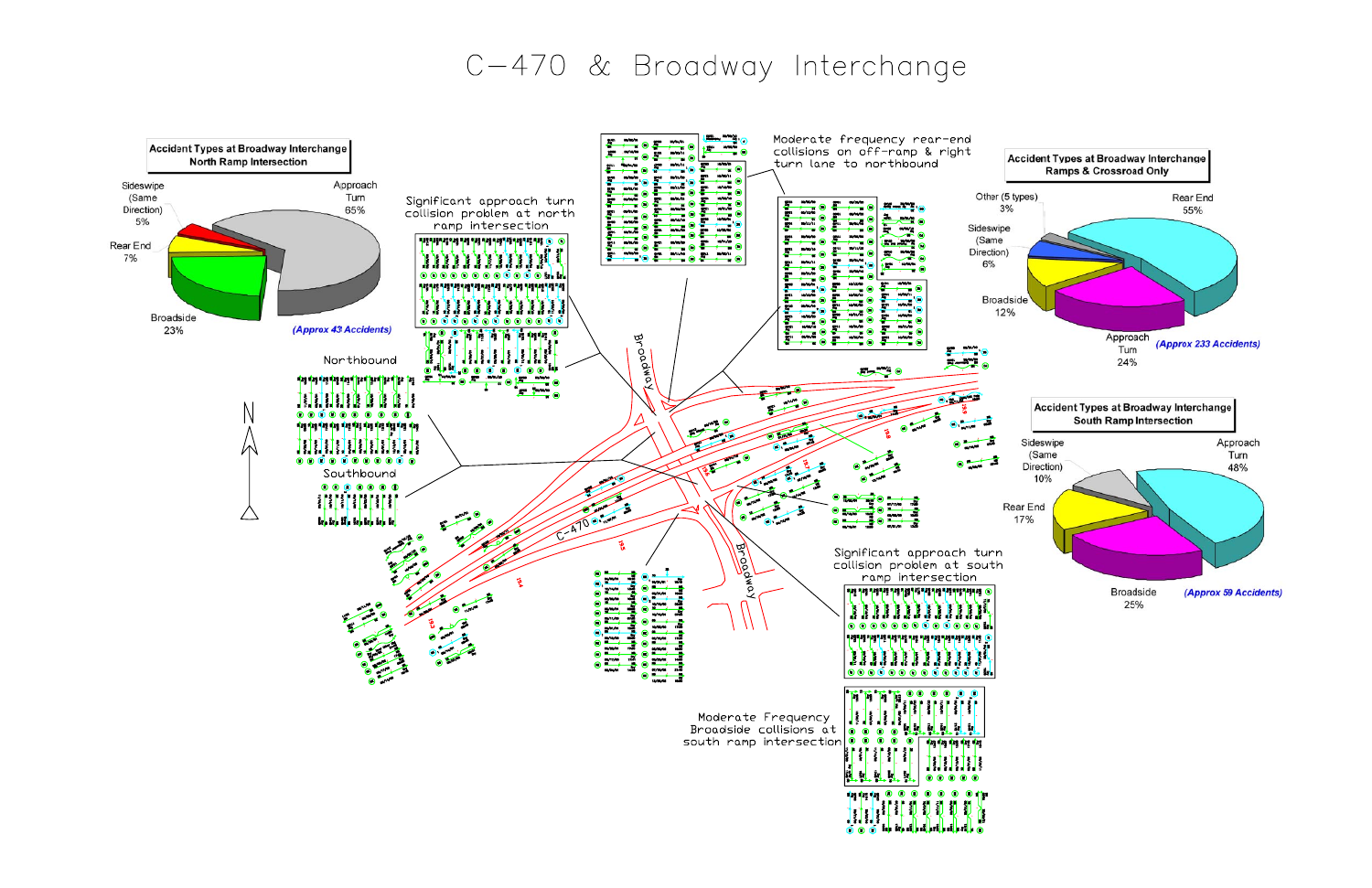# C-470 & Broadway Interchange

**Accident Types at Broadway Interchange North Ramp Intersection**

| Accident Type | Percentage |
| --- | --- |
| Approach Turn | 65% |
| Broadside | 23% |
| Rear End | 7% |
| Sideswipe (Same Direction) | 5% |

*(Approx 43 Accidents)*

Significant approach turn collision problem at north ramp intersection

Moderate frequency rear-end collisions on off-ramp & right turn lane to northbound

**Accident Types at Broadway Interchange Ramps & Crossroad Only**

| Accident Type | Percentage |
| --- | --- |
| Rear End | 55% |
| Approach Turn | 24% |
| Broadside | 12% |
| Sideswipe (Same Direction) | 6% |
| Other (5 types) | 3% |

*(Approx 233 Accidents)*

Northbound

Southbound

Broadway

C-470

**Accident Types at Broadway Interchange South Ramp Intersection**

| Accident Type | Percentage |
| --- | --- |
| Approach Turn | 48% |
| Broadside | 25% |
| Rear End | 17% |
| Sideswipe (Same Direction) | 10% |

*(Approx 59 Accidents)*

Significant approach turn collision problem at south ramp intersection

Moderate Frequency Broadside collisions at south ramp intersection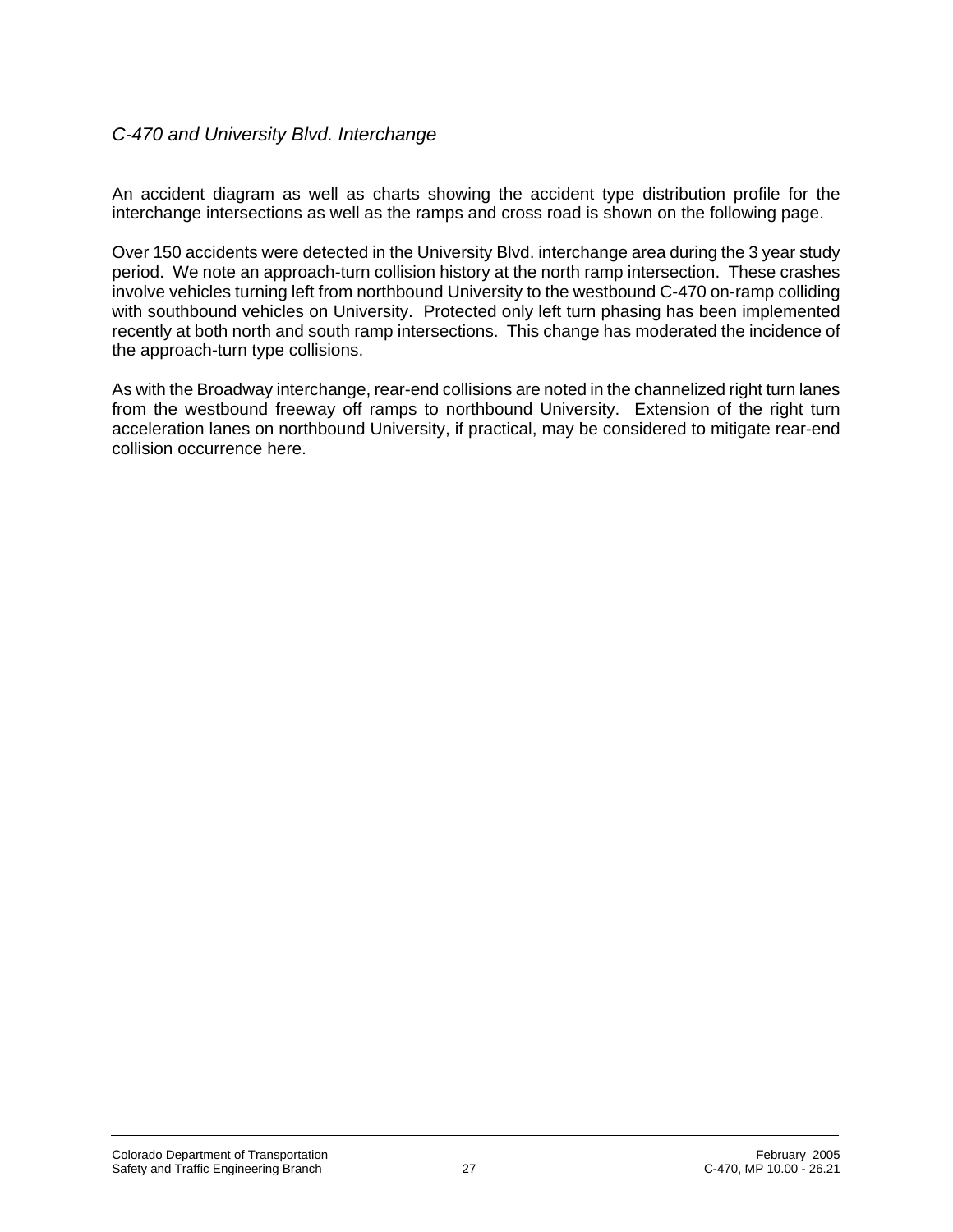*C-470 and University Blvd. Interchange*

An accident diagram as well as charts showing the accident type distribution profile for the interchange intersections as well as the ramps and cross road is shown on the following page.

Over 150 accidents were detected in the University Blvd. interchange area during the 3 year study period. We note an approach-turn collision history at the north ramp intersection. These crashes involve vehicles turning left from northbound University to the westbound C-470 on-ramp colliding with southbound vehicles on University. Protected only left turn phasing has been implemented recently at both north and south ramp intersections. This change has moderated the incidence of the approach-turn type collisions.

As with the Broadway interchange, rear-end collisions are noted in the channelized right turn lanes from the westbound freeway off ramps to northbound University. Extension of the right turn acceleration lanes on northbound University, if practical, may be considered to mitigate rear-end collision occurrence here.